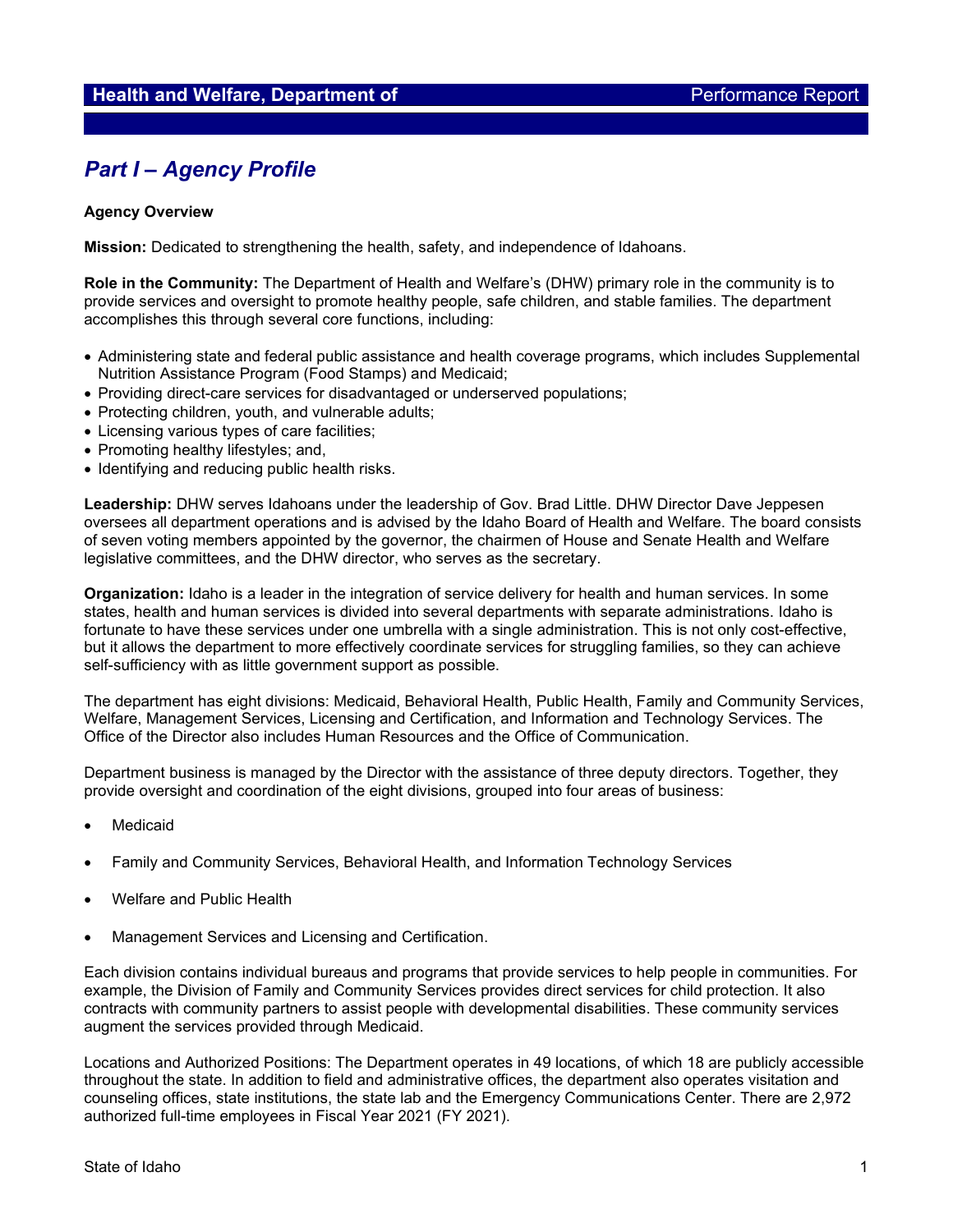# Part I – Agency Profile

**Agency Overview**

**Mission:** Dedicated to strengthening the health, safety, and independence of Idahoans.

**Role in the Community:** The Department of Health and Welfare's (DHW) primary role in the community is to provide services and oversight to promote healthy people, safe children, and stable families. The department accomplishes this through several core functions, including:

- Administering state and federal public assistance and health coverage programs, which includes Supplemental Nutrition Assistance Program (Food Stamps) and Medicaid;
- Providing direct-care services for disadvantaged or underserved populations;
- Protecting children, youth, and vulnerable adults;
- Licensing various types of care facilities;
- Promoting healthy lifestyles; and,
- Identifying and reducing public health risks.

**Leadership:** DHW serves Idahoans under the leadership of Gov. Brad Little. DHW Director Dave Jeppesen oversees all department operations and is advised by the Idaho Board of Health and Welfare. The board consists of seven voting members appointed by the governor, the chairmen of House and Senate Health and Welfare legislative committees, and the DHW director, who serves as the secretary.

**Organization:** Idaho is a leader in the integration of service delivery for health and human services. In some states, health and human services is divided into several departments with separate administrations. Idaho is fortunate to have these services under one umbrella with a single administration. This is not only cost-effective, but it allows the department to more effectively coordinate services for struggling families, so they can achieve self-sufficiency with as little government support as possible.

The department has eight divisions: Medicaid, Behavioral Health, Public Health, Family and Community Services, Welfare, Management Services, Licensing and Certification, and Information and Technology Services. The Office of the Director also includes Human Resources and the Office of Communication.

Department business is managed by the Director with the assistance of three deputy directors. Together, they provide oversight and coordination of the eight divisions, grouped into four areas of business:

- Medicaid
- Family and Community Services, Behavioral Health, and Information Technology Services
- Welfare and Public Health
- Management Services and Licensing and Certification.

Each division contains individual bureaus and programs that provide services to help people in communities. For example, the Division of Family and Community Services provides direct services for child protection. It also contracts with community partners to assist people with developmental disabilities. These community services augment the services provided through Medicaid.

Locations and Authorized Positions: The Department operates in 49 locations, of which 18 are publicly accessible throughout the state. In addition to field and administrative offices, the department also operates visitation and counseling offices, state institutions, the state lab and the Emergency Communications Center. There are 2,972 authorized full-time employees in Fiscal Year 2021 (FY 2021).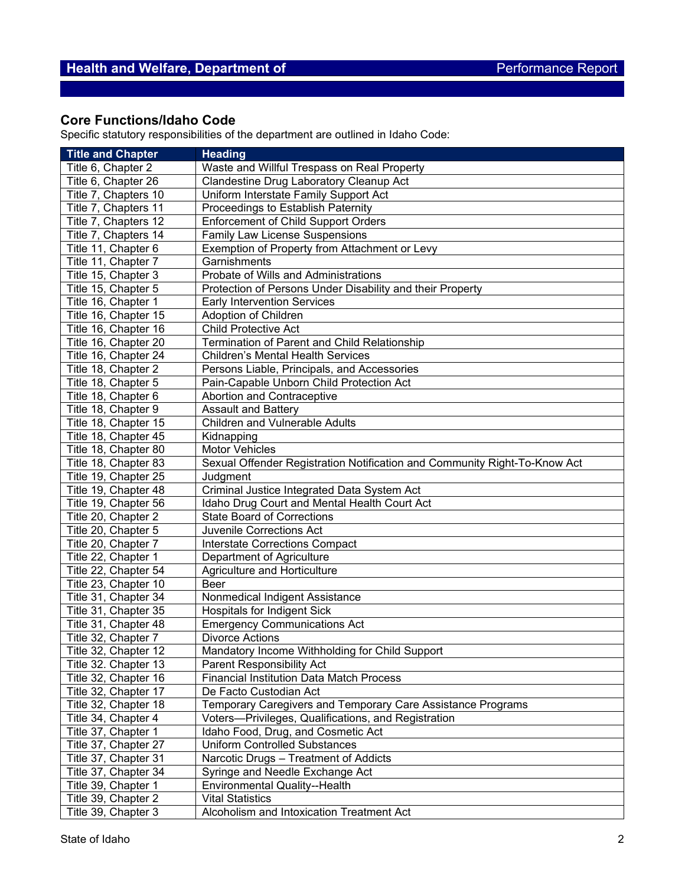## Core Functions/Idaho Code

Specific statutory responsibilities of the department are outlined in Idaho Code:

| Title and Chapter | Heading |
|---|---|
| Title 6, Chapter 2 | Waste and Willful Trespass on Real Property |
| Title 6, Chapter 26 | Clandestine Drug Laboratory Cleanup Act |
| Title 7, Chapters 10 | Uniform Interstate Family Support Act |
| Title 7, Chapters 11 | Proceedings to Establish Paternity |
| Title 7, Chapters 12 | Enforcement of Child Support Orders |
| Title 7, Chapters 14 | Family Law License Suspensions |
| Title 11, Chapter 6 | Exemption of Property from Attachment or Levy |
| Title 11, Chapter 7 | Garnishments |
| Title 15, Chapter 3 | Probate of Wills and Administrations |
| Title 15, Chapter 5 | Protection of Persons Under Disability and their Property |
| Title 16, Chapter 1 | Early Intervention Services |
| Title 16, Chapter 15 | Adoption of Children |
| Title 16, Chapter 16 | Child Protective Act |
| Title 16, Chapter 20 | Termination of Parent and Child Relationship |
| Title 16, Chapter 24 | Children's Mental Health Services |
| Title 18, Chapter 2 | Persons Liable, Principals, and Accessories |
| Title 18, Chapter 5 | Pain-Capable Unborn Child Protection Act |
| Title 18, Chapter 6 | Abortion and Contraceptive |
| Title 18, Chapter 9 | Assault and Battery |
| Title 18, Chapter 15 | Children and Vulnerable Adults |
| Title 18, Chapter 45 | Kidnapping |
| Title 18, Chapter 80 | Motor Vehicles |
| Title 18, Chapter 83 | Sexual Offender Registration Notification and Community Right-To-Know Act |
| Title 19, Chapter 25 | Judgment |
| Title 19, Chapter 48 | Criminal Justice Integrated Data System Act |
| Title 19, Chapter 56 | Idaho Drug Court and Mental Health Court Act |
| Title 20, Chapter 2 | State Board of Corrections |
| Title 20, Chapter 5 | Juvenile Corrections Act |
| Title 20, Chapter 7 | Interstate Corrections Compact |
| Title 22, Chapter 1 | Department of Agriculture |
| Title 22, Chapter 54 | Agriculture and Horticulture |
| Title 23, Chapter 10 | Beer |
| Title 31, Chapter 34 | Nonmedical Indigent Assistance |
| Title 31, Chapter 35 | Hospitals for Indigent Sick |
| Title 31, Chapter 48 | Emergency Communications Act |
| Title 32, Chapter 7 | Divorce Actions |
| Title 32, Chapter 12 | Mandatory Income Withholding for Child Support |
| Title 32. Chapter 13 | Parent Responsibility Act |
| Title 32, Chapter 16 | Financial Institution Data Match Process |
| Title 32, Chapter 17 | De Facto Custodian Act |
| Title 32, Chapter 18 | Temporary Caregivers and Temporary Care Assistance Programs |
| Title 34, Chapter 4 | Voters—Privileges, Qualifications, and Registration |
| Title 37, Chapter 1 | Idaho Food, Drug, and Cosmetic Act |
| Title 37, Chapter 27 | Uniform Controlled Substances |
| Title 37, Chapter 31 | Narcotic Drugs – Treatment of Addicts |
| Title 37, Chapter 34 | Syringe and Needle Exchange Act |
| Title 39, Chapter 1 | Environmental Quality--Health |
| Title 39, Chapter 2 | Vital Statistics |
| Title 39, Chapter 3 | Alcoholism and Intoxication Treatment Act |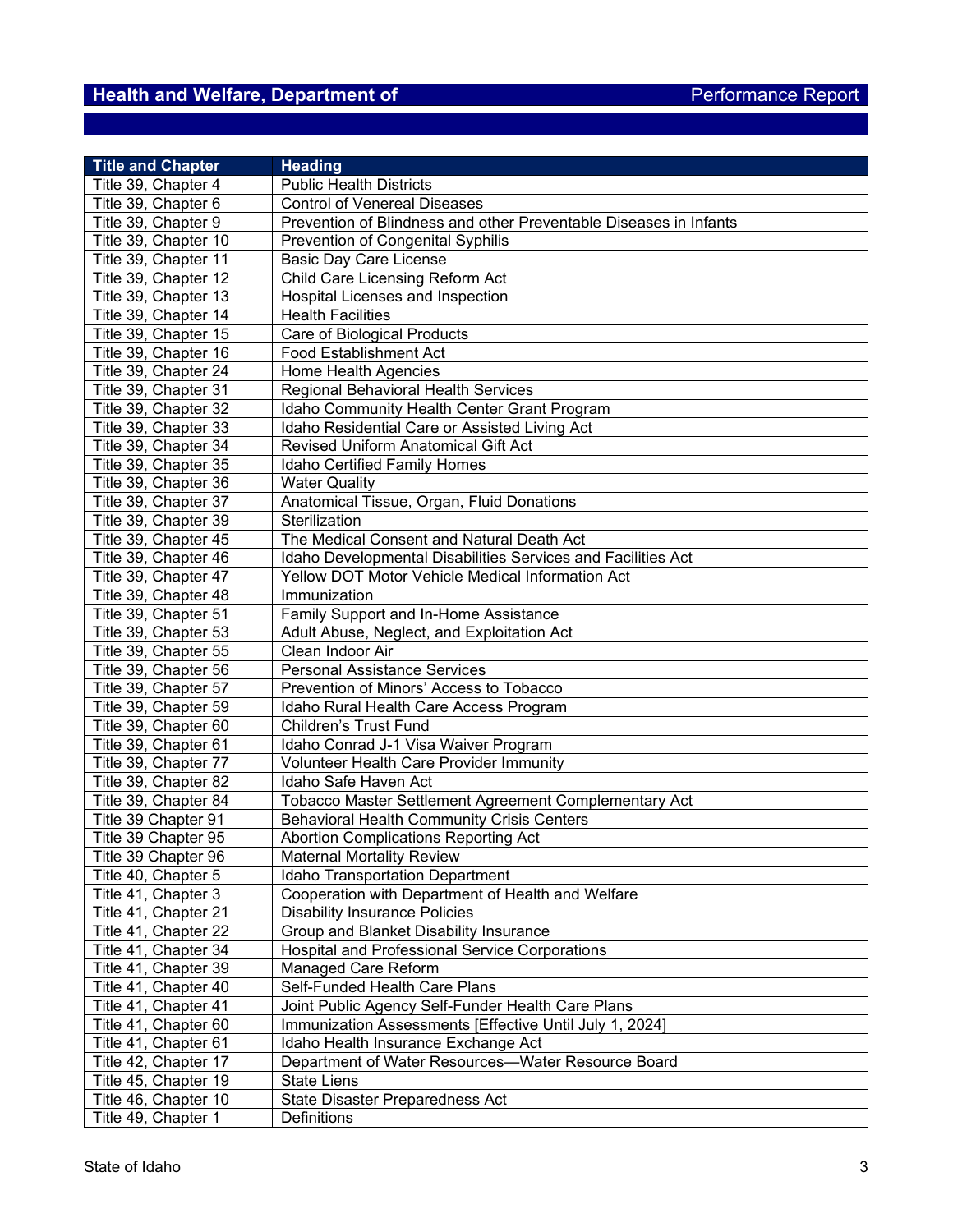| Title and Chapter | Heading |
|---|---|
| Title 39, Chapter 4 | Public Health Districts |
| Title 39, Chapter 6 | Control of Venereal Diseases |
| Title 39, Chapter 9 | Prevention of Blindness and other Preventable Diseases in Infants |
| Title 39, Chapter 10 | Prevention of Congenital Syphilis |
| Title 39, Chapter 11 | Basic Day Care License |
| Title 39, Chapter 12 | Child Care Licensing Reform Act |
| Title 39, Chapter 13 | Hospital Licenses and Inspection |
| Title 39, Chapter 14 | Health Facilities |
| Title 39, Chapter 15 | Care of Biological Products |
| Title 39, Chapter 16 | Food Establishment Act |
| Title 39, Chapter 24 | Home Health Agencies |
| Title 39, Chapter 31 | Regional Behavioral Health Services |
| Title 39, Chapter 32 | Idaho Community Health Center Grant Program |
| Title 39, Chapter 33 | Idaho Residential Care or Assisted Living Act |
| Title 39, Chapter 34 | Revised Uniform Anatomical Gift Act |
| Title 39, Chapter 35 | Idaho Certified Family Homes |
| Title 39, Chapter 36 | Water Quality |
| Title 39, Chapter 37 | Anatomical Tissue, Organ, Fluid Donations |
| Title 39, Chapter 39 | Sterilization |
| Title 39, Chapter 45 | The Medical Consent and Natural Death Act |
| Title 39, Chapter 46 | Idaho Developmental Disabilities Services and Facilities Act |
| Title 39, Chapter 47 | Yellow DOT Motor Vehicle Medical Information Act |
| Title 39, Chapter 48 | Immunization |
| Title 39, Chapter 51 | Family Support and In-Home Assistance |
| Title 39, Chapter 53 | Adult Abuse, Neglect, and Exploitation Act |
| Title 39, Chapter 55 | Clean Indoor Air |
| Title 39, Chapter 56 | Personal Assistance Services |
| Title 39, Chapter 57 | Prevention of Minors' Access to Tobacco |
| Title 39, Chapter 59 | Idaho Rural Health Care Access Program |
| Title 39, Chapter 60 | Children's Trust Fund |
| Title 39, Chapter 61 | Idaho Conrad J-1 Visa Waiver Program |
| Title 39, Chapter 77 | Volunteer Health Care Provider Immunity |
| Title 39, Chapter 82 | Idaho Safe Haven Act |
| Title 39, Chapter 84 | Tobacco Master Settlement Agreement Complementary Act |
| Title 39 Chapter 91 | Behavioral Health Community Crisis Centers |
| Title 39 Chapter 95 | Abortion Complications Reporting Act |
| Title 39 Chapter 96 | Maternal Mortality Review |
| Title 40, Chapter 5 | Idaho Transportation Department |
| Title 41, Chapter 3 | Cooperation with Department of Health and Welfare |
| Title 41, Chapter 21 | Disability Insurance Policies |
| Title 41, Chapter 22 | Group and Blanket Disability Insurance |
| Title 41, Chapter 34 | Hospital and Professional Service Corporations |
| Title 41, Chapter 39 | Managed Care Reform |
| Title 41, Chapter 40 | Self-Funded Health Care Plans |
| Title 41, Chapter 41 | Joint Public Agency Self-Funder Health Care Plans |
| Title 41, Chapter 60 | Immunization Assessments [Effective Until July 1, 2024] |
| Title 41, Chapter 61 | Idaho Health Insurance Exchange Act |
| Title 42, Chapter 17 | Department of Water Resources—Water Resource Board |
| Title 45, Chapter 19 | State Liens |
| Title 46, Chapter 10 | State Disaster Preparedness Act |
| Title 49, Chapter 1 | Definitions |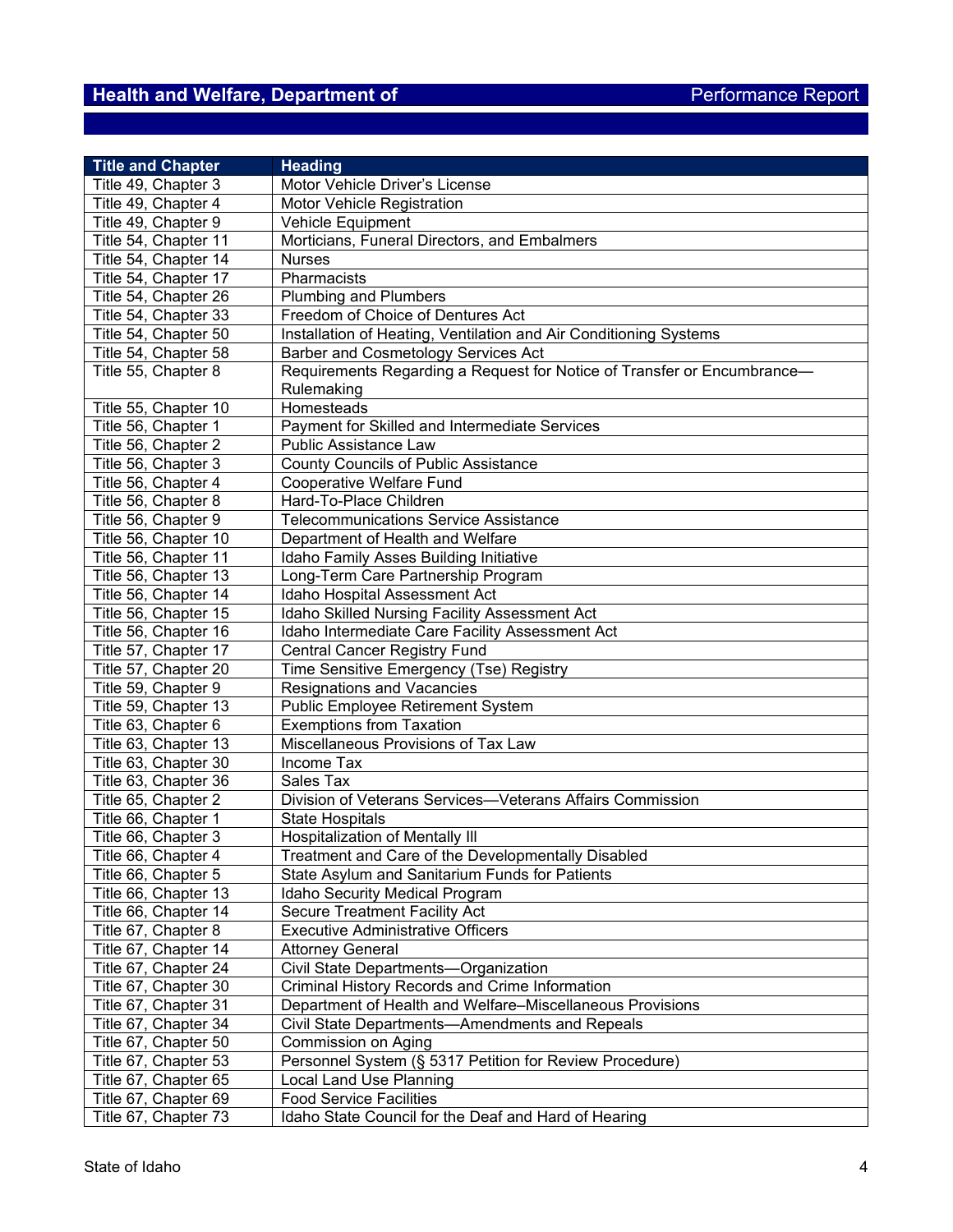| Title and Chapter | Heading |
|---|---|
| Title 49, Chapter 3 | Motor Vehicle Driver's License |
| Title 49, Chapter 4 | Motor Vehicle Registration |
| Title 49, Chapter 9 | Vehicle Equipment |
| Title 54, Chapter 11 | Morticians, Funeral Directors, and Embalmers |
| Title 54, Chapter 14 | Nurses |
| Title 54, Chapter 17 | Pharmacists |
| Title 54, Chapter 26 | Plumbing and Plumbers |
| Title 54, Chapter 33 | Freedom of Choice of Dentures Act |
| Title 54, Chapter 50 | Installation of Heating, Ventilation and Air Conditioning Systems |
| Title 54, Chapter 58 | Barber and Cosmetology Services Act |
| Title 55, Chapter 8 | Requirements Regarding a Request for Notice of Transfer or Encumbrance—Rulemaking |
| Title 55, Chapter 10 | Homesteads |
| Title 56, Chapter 1 | Payment for Skilled and Intermediate Services |
| Title 56, Chapter 2 | Public Assistance Law |
| Title 56, Chapter 3 | County Councils of Public Assistance |
| Title 56, Chapter 4 | Cooperative Welfare Fund |
| Title 56, Chapter 8 | Hard-To-Place Children |
| Title 56, Chapter 9 | Telecommunications Service Assistance |
| Title 56, Chapter 10 | Department of Health and Welfare |
| Title 56, Chapter 11 | Idaho Family Asses Building Initiative |
| Title 56, Chapter 13 | Long-Term Care Partnership Program |
| Title 56, Chapter 14 | Idaho Hospital Assessment Act |
| Title 56, Chapter 15 | Idaho Skilled Nursing Facility Assessment Act |
| Title 56, Chapter 16 | Idaho Intermediate Care Facility Assessment Act |
| Title 57, Chapter 17 | Central Cancer Registry Fund |
| Title 57, Chapter 20 | Time Sensitive Emergency (Tse) Registry |
| Title 59, Chapter 9 | Resignations and Vacancies |
| Title 59, Chapter 13 | Public Employee Retirement System |
| Title 63, Chapter 6 | Exemptions from Taxation |
| Title 63, Chapter 13 | Miscellaneous Provisions of Tax Law |
| Title 63, Chapter 30 | Income Tax |
| Title 63, Chapter 36 | Sales Tax |
| Title 65, Chapter 2 | Division of Veterans Services—Veterans Affairs Commission |
| Title 66, Chapter 1 | State Hospitals |
| Title 66, Chapter 3 | Hospitalization of Mentally Ill |
| Title 66, Chapter 4 | Treatment and Care of the Developmentally Disabled |
| Title 66, Chapter 5 | State Asylum and Sanitarium Funds for Patients |
| Title 66, Chapter 13 | Idaho Security Medical Program |
| Title 66, Chapter 14 | Secure Treatment Facility Act |
| Title 67, Chapter 8 | Executive Administrative Officers |
| Title 67, Chapter 14 | Attorney General |
| Title 67, Chapter 24 | Civil State Departments—Organization |
| Title 67, Chapter 30 | Criminal History Records and Crime Information |
| Title 67, Chapter 31 | Department of Health and Welfare–Miscellaneous Provisions |
| Title 67, Chapter 34 | Civil State Departments—Amendments and Repeals |
| Title 67, Chapter 50 | Commission on Aging |
| Title 67, Chapter 53 | Personnel System (§ 5317 Petition for Review Procedure) |
| Title 67, Chapter 65 | Local Land Use Planning |
| Title 67, Chapter 69 | Food Service Facilities |
| Title 67, Chapter 73 | Idaho State Council for the Deaf and Hard of Hearing |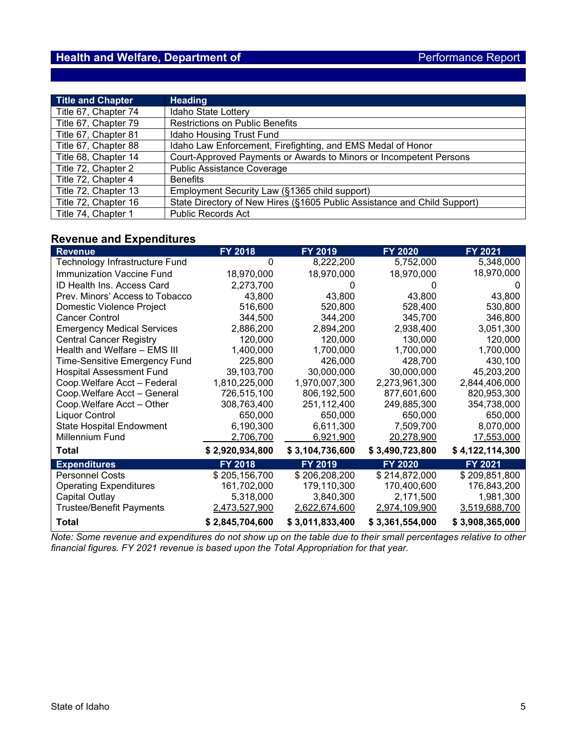## Health and Welfare, Department of — Performance Report

| Title and Chapter | Heading |
|---|---|
| Title 67, Chapter 74 | Idaho State Lottery |
| Title 67, Chapter 79 | Restrictions on Public Benefits |
| Title 67, Chapter 81 | Idaho Housing Trust Fund |
| Title 67, Chapter 88 | Idaho Law Enforcement, Firefighting, and EMS Medal of Honor |
| Title 68, Chapter 14 | Court-Approved Payments or Awards to Minors or Incompetent Persons |
| Title 72, Chapter 2 | Public Assistance Coverage |
| Title 72, Chapter 4 | Benefits |
| Title 72, Chapter 13 | Employment Security Law (§1365 child support) |
| Title 72, Chapter 16 | State Directory of New Hires (§1605 Public Assistance and Child Support) |
| Title 74, Chapter 1 | Public Records Act |

### Revenue and Expenditures

| Revenue | FY 2018 | FY 2019 | FY 2020 | FY 2021 |
|---|---|---|---|---|
| Technology Infrastructure Fund | 0 | 8,222,200 | 5,752,000 | 5,348,000 |
| Immunization Vaccine Fund | 18,970,000 | 18,970,000 | 18,970,000 | 18,970,000 |
| ID Health Ins. Access Card | 2,273,700 | 0 | 0 | 0 |
| Prev. Minors' Access to Tobacco | 43,800 | 43,800 | 43,800 | 43,800 |
| Domestic Violence Project | 516,600 | 520,800 | 528,400 | 530,800 |
| Cancer Control | 344,500 | 344,200 | 345,700 | 346,800 |
| Emergency Medical Services | 2,886,200 | 2,894,200 | 2,938,400 | 3,051,300 |
| Central Cancer Registry | 120,000 | 120,000 | 130,000 | 120,000 |
| Health and Welfare – EMS III | 1,400,000 | 1,700,000 | 1,700,000 | 1,700,000 |
| Time-Sensitive Emergency Fund | 225,800 | 426,000 | 428,700 | 430,100 |
| Hospital Assessment Fund | 39,103,700 | 30,000,000 | 30,000,000 | 45,203,200 |
| Coop.Welfare Acct – Federal | 1,810,225,000 | 1,970,007,300 | 2,273,961,300 | 2,844,406,000 |
| Coop.Welfare Acct – General | 726,515,100 | 806,192,500 | 877,601,600 | 820,953,300 |
| Coop.Welfare Acct – Other | 308,763,400 | 251,112,400 | 249,885,300 | 354,738,000 |
| Liquor Control | 650,000 | 650,000 | 650,000 | 650,000 |
| State Hospital Endowment | 6,190,300 | 6,611,300 | 7,509,700 | 8,070,000 |
| Millennium Fund | 2,706,700 | 6,921,900 | 20,278,900 | 17,553,000 |
| **Total** | **$ 2,920,934,800** | **$ 3,104,736,600** | **$ 3,490,723,800** | **$ 4,122,114,300** |
| **Expenditures** | **FY 2018** | **FY 2019** | **FY 2020** | **FY 2021** |
| Personnel Costs | $ 205,156,700 | $ 206,208,200 | $ 214,872,000 | $ 209,851,800 |
| Operating Expenditures | 161,702,000 | 179,110,300 | 170,400,600 | 176,843,200 |
| Capital Outlay | 5,318,000 | 3,840,300 | 2,171,500 | 1,981,300 |
| Trustee/Benefit Payments | 2,473,527,900 | 2,622,674,600 | 2,974,109,900 | 3,519,688,700 |
| **Total** | **$ 2,845,704,600** | **$ 3,011,833,400** | **$ 3,361,554,000** | **$ 3,908,365,000** |

*Note: Some revenue and expenditures do not show up on the table due to their small percentages relative to other financial figures. FY 2021 revenue is based upon the Total Appropriation for that year.*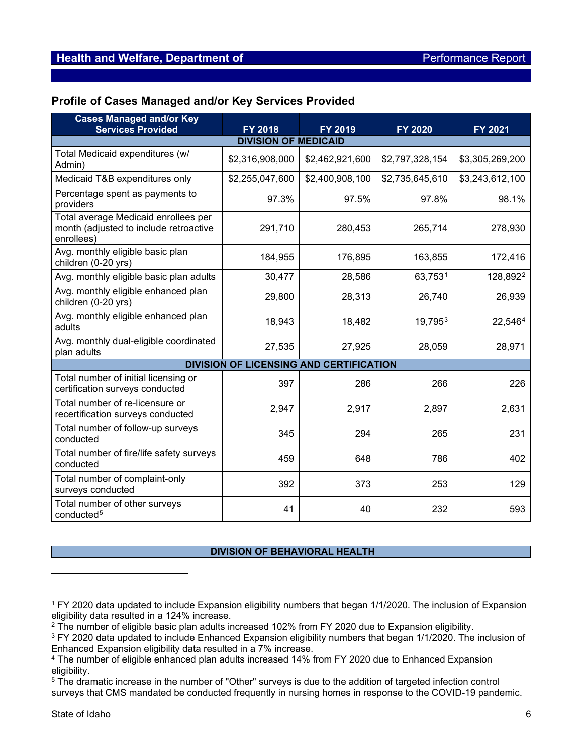## Profile of Cases Managed and/or Key Services Provided

| Cases Managed and/or Key Services Provided | FY 2018 | FY 2019 | FY 2020 | FY 2021 |
|---|---|---|---|---|
| **DIVISION OF MEDICAID** | | | | |
| Total Medicaid expenditures (w/ Admin) | $2,316,908,000 | $2,462,921,600 | $2,797,328,154 | $3,305,269,200 |
| Medicaid T&B expenditures only | $2,255,047,600 | $2,400,908,100 | $2,735,645,610 | $3,243,612,100 |
| Percentage spent as payments to providers | 97.3% | 97.5% | 97.8% | 98.1% |
| Total average Medicaid enrollees per month (adjusted to include retroactive enrollees) | 291,710 | 280,453 | 265,714 | 278,930 |
| Avg. monthly eligible basic plan children (0-20 yrs) | 184,955 | 176,895 | 163,855 | 172,416 |
| Avg. monthly eligible basic plan adults | 30,477 | 28,586 | 63,753[1] | 128,892[2] |
| Avg. monthly eligible enhanced plan children (0-20 yrs) | 29,800 | 28,313 | 26,740 | 26,939 |
| Avg. monthly eligible enhanced plan adults | 18,943 | 18,482 | 19,795[3] | 22,546[4] |
| Avg. monthly dual-eligible coordinated plan adults | 27,535 | 27,925 | 28,059 | 28,971 |
| **DIVISION OF LICENSING AND CERTIFICATION** | | | | |
| Total number of initial licensing or certification surveys conducted | 397 | 286 | 266 | 226 |
| Total number of re-licensure or recertification surveys conducted | 2,947 | 2,917 | 2,897 | 2,631 |
| Total number of follow-up surveys conducted | 345 | 294 | 265 | 231 |
| Total number of fire/life safety surveys conducted | 459 | 648 | 786 | 402 |
| Total number of complaint-only surveys conducted | 392 | 373 | 253 | 129 |
| Total number of other surveys conducted[5] | 41 | 40 | 232 | 593 |

| **DIVISION OF BEHAVIORAL HEALTH** |
|---|

[1] FY 2020 data updated to include Expansion eligibility numbers that began 1/1/2020. The inclusion of Expansion eligibility data resulted in a 124% increase.

[2] The number of eligible basic plan adults increased 102% from FY 2020 due to Expansion eligibility.

[3] FY 2020 data updated to include Enhanced Expansion eligibility numbers that began 1/1/2020. The inclusion of Enhanced Expansion eligibility data resulted in a 7% increase.

[4] The number of eligible enhanced plan adults increased 14% from FY 2020 due to Enhanced Expansion eligibility.

[5] The dramatic increase in the number of "Other" surveys is due to the addition of targeted infection control surveys that CMS mandated be conducted frequently in nursing homes in response to the COVID-19 pandemic.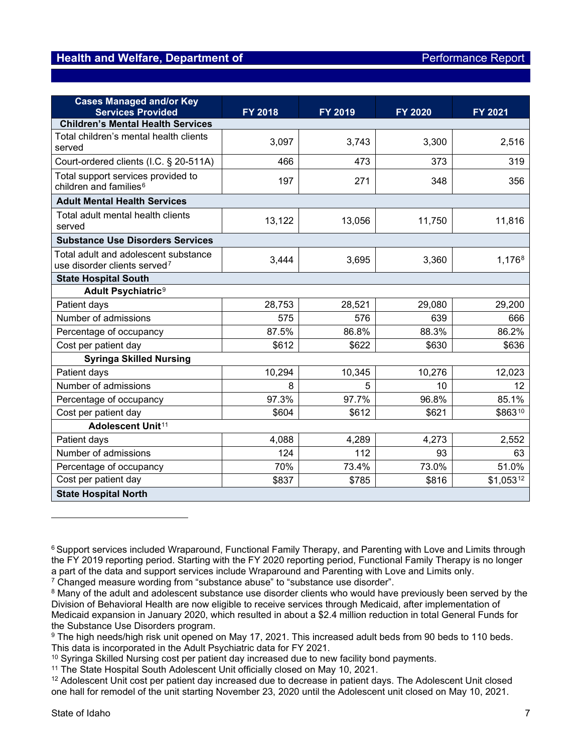## Health and Welfare, Department of — Performance Report

| Cases Managed and/or Key Services Provided | FY 2018 | FY 2019 | FY 2020 | FY 2021 |
|---|---|---|---|---|
| **Children's Mental Health Services** | | | | |
| Total children's mental health clients served | 3,097 | 3,743 | 3,300 | 2,516 |
| Court-ordered clients (I.C. § 20-511A) | 466 | 473 | 373 | 319 |
| Total support services provided to children and families[6] | 197 | 271 | 348 | 356 |
| **Adult Mental Health Services** | | | | |
| Total adult mental health clients served | 13,122 | 13,056 | 11,750 | 11,816 |
| **Substance Use Disorders Services** | | | | |
| Total adult and adolescent substance use disorder clients served[7] | 3,444 | 3,695 | 3,360 | 1,176[8] |
| **State Hospital South** | | | | |
| **Adult Psychiatric**[9] | | | | |
| Patient days | 28,753 | 28,521 | 29,080 | 29,200 |
| Number of admissions | 575 | 576 | 639 | 666 |
| Percentage of occupancy | 87.5% | 86.8% | 88.3% | 86.2% |
| Cost per patient day | $612 | $622 | $630 | $636 |
| **Syringa Skilled Nursing** | | | | |
| Patient days | 10,294 | 10,345 | 10,276 | 12,023 |
| Number of admissions | 8 | 5 | 10 | 12 |
| Percentage of occupancy | 97.3% | 97.7% | 96.8% | 85.1% |
| Cost per patient day | $604 | $612 | $621 | $863[10] |
| **Adolescent Unit**[11] | | | | |
| Patient days | 4,088 | 4,289 | 4,273 | 2,552 |
| Number of admissions | 124 | 112 | 93 | 63 |
| Percentage of occupancy | 70% | 73.4% | 73.0% | 51.0% |
| Cost per patient day | $837 | $785 | $816 | $1,053[12] |
| **State Hospital North** | | | | |

[6] Support services included Wraparound, Functional Family Therapy, and Parenting with Love and Limits through the FY 2019 reporting period. Starting with the FY 2020 reporting period, Functional Family Therapy is no longer a part of the data and support services include Wraparound and Parenting with Love and Limits only.

[7] Changed measure wording from "substance abuse" to "substance use disorder".

[8] Many of the adult and adolescent substance use disorder clients who would have previously been served by the Division of Behavioral Health are now eligible to receive services through Medicaid, after implementation of Medicaid expansion in January 2020, which resulted in about a $2.4 million reduction in total General Funds for the Substance Use Disorders program.

[9] The high needs/high risk unit opened on May 17, 2021. This increased adult beds from 90 beds to 110 beds. This data is incorporated in the Adult Psychiatric data for FY 2021.

[10] Syringa Skilled Nursing cost per patient day increased due to new facility bond payments.

[11] The State Hospital South Adolescent Unit officially closed on May 10, 2021.

[12] Adolescent Unit cost per patient day increased due to decrease in patient days. The Adolescent Unit closed one hall for remodel of the unit starting November 23, 2020 until the Adolescent unit closed on May 10, 2021.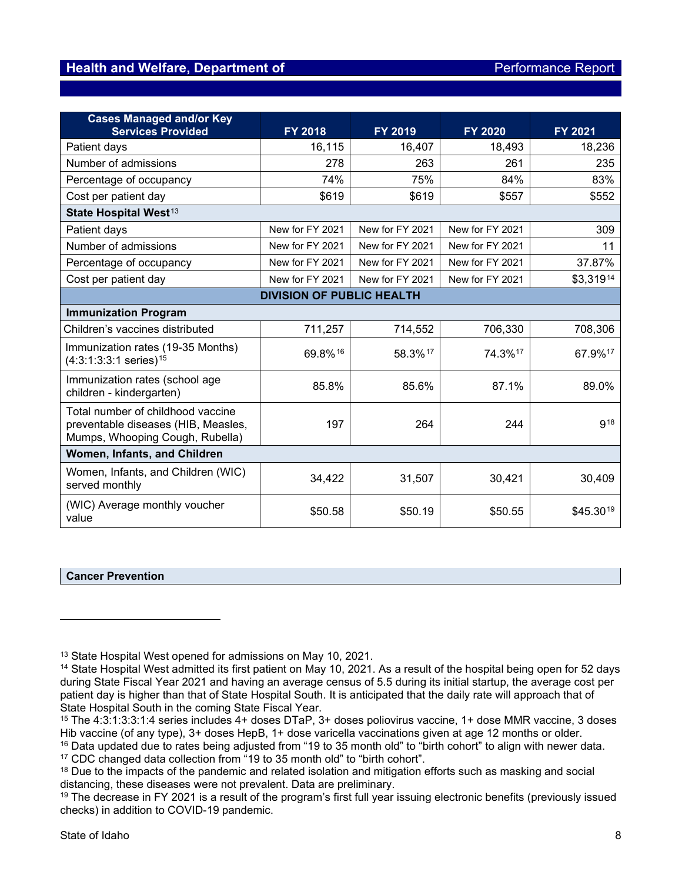| Cases Managed and/or Key Services Provided | FY 2018 | FY 2019 | FY 2020 | FY 2021 |
|---|---|---|---|---|
| Patient days | 16,115 | 16,407 | 18,493 | 18,236 |
| Number of admissions | 278 | 263 | 261 | 235 |
| Percentage of occupancy | 74% | 75% | 84% | 83% |
| Cost per patient day | $619 | $619 | $557 | $552 |
| **State Hospital West**[13] | | | | |
| Patient days | New for FY 2021 | New for FY 2021 | New for FY 2021 | 309 |
| Number of admissions | New for FY 2021 | New for FY 2021 | New for FY 2021 | 11 |
| Percentage of occupancy | New for FY 2021 | New for FY 2021 | New for FY 2021 | 37.87% |
| Cost per patient day | New for FY 2021 | New for FY 2021 | New for FY 2021 | $3,319[14] |
| **DIVISION OF PUBLIC HEALTH** | | | | |
| **Immunization Program** | | | | |
| Children's vaccines distributed | 711,257 | 714,552 | 706,330 | 708,306 |
| Immunization rates (19-35 Months) (4:3:1:3:3:1 series)[15] | 69.8%[16] | 58.3%[17] | 74.3%[17] | 67.9%[17] |
| Immunization rates (school age children - kindergarten) | 85.8% | 85.6% | 87.1% | 89.0% |
| Total number of childhood vaccine preventable diseases (HIB, Measles, Mumps, Whooping Cough, Rubella) | 197 | 264 | 244 | 9[18] |
| **Women, Infants, and Children** | | | | |
| Women, Infants, and Children (WIC) served monthly | 34,422 | 31,507 | 30,421 | 30,409 |
| (WIC) Average monthly voucher value | $50.58 | $50.19 | $50.55 | $45.30[19] |

**Cancer Prevention**

---

[13] State Hospital West opened for admissions on May 10, 2021.

[14] State Hospital West admitted its first patient on May 10, 2021. As a result of the hospital being open for 52 days during State Fiscal Year 2021 and having an average census of 5.5 during its initial startup, the average cost per patient day is higher than that of State Hospital South. It is anticipated that the daily rate will approach that of State Hospital South in the coming State Fiscal Year.

[15] The 4:3:1:3:3:1:4 series includes 4+ doses DTaP, 3+ doses poliovirus vaccine, 1+ dose MMR vaccine, 3 doses Hib vaccine (of any type), 3+ doses HepB, 1+ dose varicella vaccinations given at age 12 months or older.

[16] Data updated due to rates being adjusted from "19 to 35 month old" to "birth cohort" to align with newer data.

[17] CDC changed data collection from "19 to 35 month old" to "birth cohort".

[18] Due to the impacts of the pandemic and related isolation and mitigation efforts such as masking and social distancing, these diseases were not prevalent. Data are preliminary.

[19] The decrease in FY 2021 is a result of the program's first full year issuing electronic benefits (previously issued checks) in addition to COVID-19 pandemic.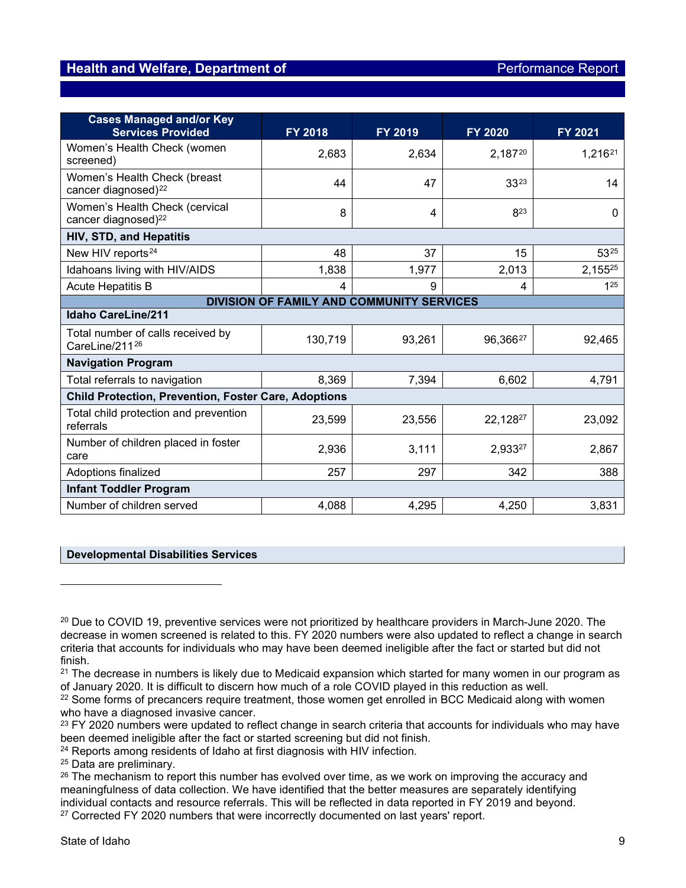| Cases Managed and/or Key Services Provided | FY 2018 | FY 2019 | FY 2020 | FY 2021 |
|---|---|---|---|---|
| Women's Health Check (women screened) | 2,683 | 2,634 | 2,187[20] | 1,216[21] |
| Women's Health Check (breast cancer diagnosed)[22] | 44 | 47 | 33[23] | 14 |
| Women's Health Check (cervical cancer diagnosed)[22] | 8 | 4 | 8[23] | 0 |
| **HIV, STD, and Hepatitis** | | | | |
| New HIV reports[24] | 48 | 37 | 15 | 53[25] |
| Idahoans living with HIV/AIDS | 1,838 | 1,977 | 2,013 | 2,155[25] |
| Acute Hepatitis B | 4 | 9 | 4 | 1[25] |
| **DIVISION OF FAMILY AND COMMUNITY SERVICES** | | | | |
| **Idaho CareLine/211** | | | | |
| Total number of calls received by CareLine/211[26] | 130,719 | 93,261 | 96,366[27] | 92,465 |
| **Navigation Program** | | | | |
| Total referrals to navigation | 8,369 | 7,394 | 6,602 | 4,791 |
| **Child Protection, Prevention, Foster Care, Adoptions** | | | | |
| Total child protection and prevention referrals | 23,599 | 23,556 | 22,128[27] | 23,092 |
| Number of children placed in foster care | 2,936 | 3,111 | 2,933[27] | 2,867 |
| Adoptions finalized | 257 | 297 | 342 | 388 |
| **Infant Toddler Program** | | | | |
| Number of children served | 4,088 | 4,295 | 4,250 | 3,831 |

**Developmental Disabilities Services**

---

[20] Due to COVID 19, preventive services were not prioritized by healthcare providers in March-June 2020. The decrease in women screened is related to this. FY 2020 numbers were also updated to reflect a change in search criteria that accounts for individuals who may have been deemed ineligible after the fact or started but did not finish.

[21] The decrease in numbers is likely due to Medicaid expansion which started for many women in our program as of January 2020. It is difficult to discern how much of a role COVID played in this reduction as well.

[22] Some forms of precancers require treatment, those women get enrolled in BCC Medicaid along with women who have a diagnosed invasive cancer.

[23] FY 2020 numbers were updated to reflect change in search criteria that accounts for individuals who may have been deemed ineligible after the fact or started screening but did not finish.

[24] Reports among residents of Idaho at first diagnosis with HIV infection.

[25] Data are preliminary.

[26] The mechanism to report this number has evolved over time, as we work on improving the accuracy and meaningfulness of data collection. We have identified that the better measures are separately identifying individual contacts and resource referrals. This will be reflected in data reported in FY 2019 and beyond.

[27] Corrected FY 2020 numbers that were incorrectly documented on last years' report.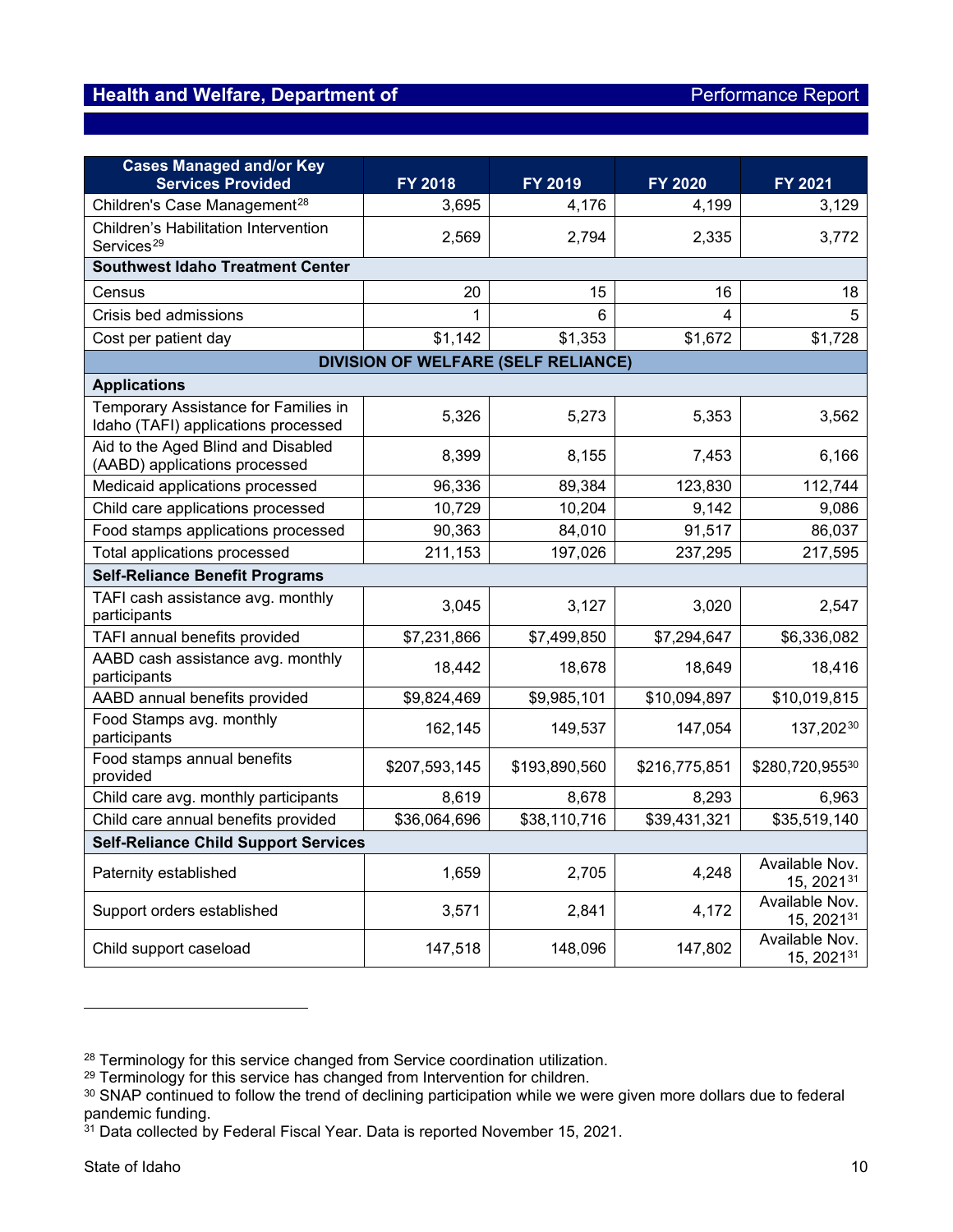| Cases Managed and/or Key Services Provided | FY 2018 | FY 2019 | FY 2020 | FY 2021 |
|---|---|---|---|---|
| Children's Case Management[28] | 3,695 | 4,176 | 4,199 | 3,129 |
| Children's Habilitation Intervention Services[29] | 2,569 | 2,794 | 2,335 | 3,772 |
| **Southwest Idaho Treatment Center** | | | | |
| Census | 20 | 15 | 16 | 18 |
| Crisis bed admissions | 1 | 6 | 4 | 5 |
| Cost per patient day | $1,142 | $1,353 | $1,672 | $1,728 |
| **DIVISION OF WELFARE (SELF RELIANCE)** | | | | |
| **Applications** | | | | |
| Temporary Assistance for Families in Idaho (TAFI) applications processed | 5,326 | 5,273 | 5,353 | 3,562 |
| Aid to the Aged Blind and Disabled (AABD) applications processed | 8,399 | 8,155 | 7,453 | 6,166 |
| Medicaid applications processed | 96,336 | 89,384 | 123,830 | 112,744 |
| Child care applications processed | 10,729 | 10,204 | 9,142 | 9,086 |
| Food stamps applications processed | 90,363 | 84,010 | 91,517 | 86,037 |
| Total applications processed | 211,153 | 197,026 | 237,295 | 217,595 |
| **Self-Reliance Benefit Programs** | | | | |
| TAFI cash assistance avg. monthly participants | 3,045 | 3,127 | 3,020 | 2,547 |
| TAFI annual benefits provided | $7,231,866 | $7,499,850 | $7,294,647 | $6,336,082 |
| AABD cash assistance avg. monthly participants | 18,442 | 18,678 | 18,649 | 18,416 |
| AABD annual benefits provided | $9,824,469 | $9,985,101 | $10,094,897 | $10,019,815 |
| Food Stamps avg. monthly participants | 162,145 | 149,537 | 147,054 | 137,202[30] |
| Food stamps annual benefits provided | $207,593,145 | $193,890,560 | $216,775,851 | $280,720,955[30] |
| Child care avg. monthly participants | 8,619 | 8,678 | 8,293 | 6,963 |
| Child care annual benefits provided | $36,064,696 | $38,110,716 | $39,431,321 | $35,519,140 |
| **Self-Reliance Child Support Services** | | | | |
| Paternity established | 1,659 | 2,705 | 4,248 | Available Nov. 15, 2021[31] |
| Support orders established | 3,571 | 2,841 | 4,172 | Available Nov. 15, 2021[31] |
| Child support caseload | 147,518 | 148,096 | 147,802 | Available Nov. 15, 2021[31] |

[28] Terminology for this service changed from Service coordination utilization.
[29] Terminology for this service has changed from Intervention for children.
[30] SNAP continued to follow the trend of declining participation while we were given more dollars due to federal pandemic funding.
[31] Data collected by Federal Fiscal Year. Data is reported November 15, 2021.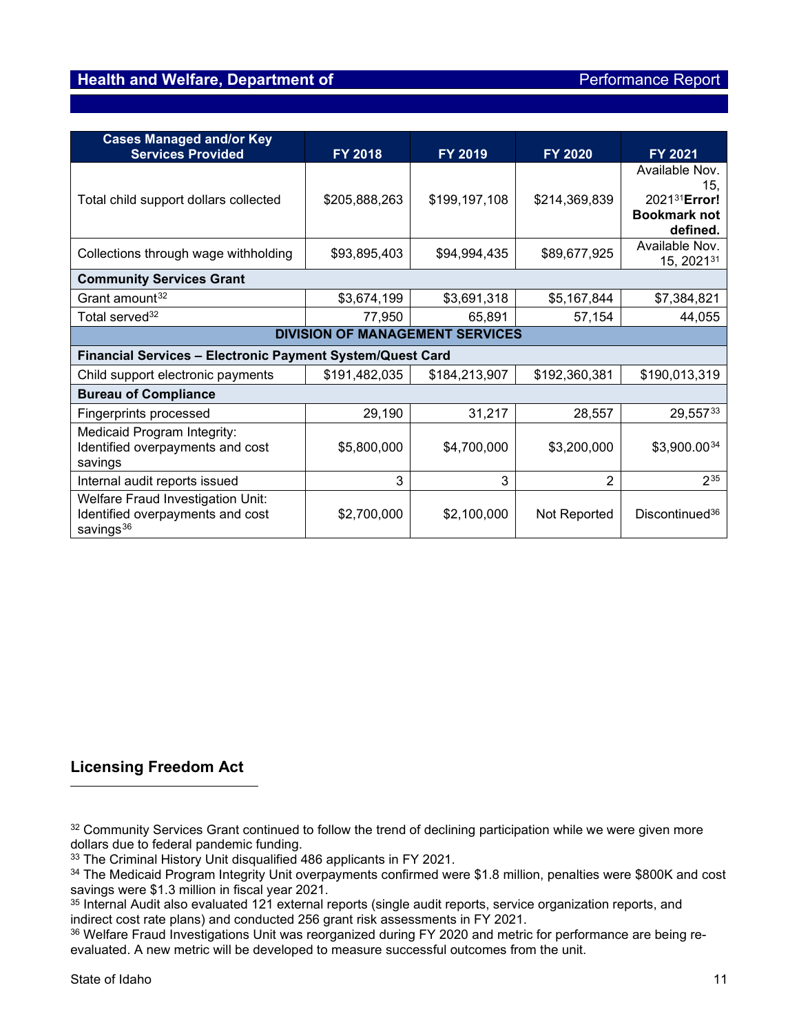| Cases Managed and/or Key Services Provided | FY 2018 | FY 2019 | FY 2020 | FY 2021 |
|---|---|---|---|---|
| Total child support dollars collected | $205,888,263 | $199,197,108 | $214,369,839 | Available Nov. 15, 2021[31]**Error! Bookmark not defined.** |
| Collections through wage withholding | $93,895,403 | $94,994,435 | $89,677,925 | Available Nov. 15, 2021[31] |
| **Community Services Grant** | | | | |
| Grant amount[32] | $3,674,199 | $3,691,318 | $5,167,844 | $7,384,821 |
| Total served[32] | 77,950 | 65,891 | 57,154 | 44,055 |
| **DIVISION OF MANAGEMENT SERVICES** | | | | |
| **Financial Services – Electronic Payment System/Quest Card** | | | | |
| Child support electronic payments | $191,482,035 | $184,213,907 | $192,360,381 | $190,013,319 |
| **Bureau of Compliance** | | | | |
| Fingerprints processed | 29,190 | 31,217 | 28,557 | 29,557[33] |
| Medicaid Program Integrity: Identified overpayments and cost savings | $5,800,000 | $4,700,000 | $3,200,000 | $3,900.00[34] |
| Internal audit reports issued | 3 | 3 | 2 | 2[35] |
| Welfare Fraud Investigation Unit: Identified overpayments and cost savings[36] | $2,700,000 | $2,100,000 | Not Reported | Discontinued[36] |

## Licensing Freedom Act

[32] Community Services Grant continued to follow the trend of declining participation while we were given more dollars due to federal pandemic funding.

[33] The Criminal History Unit disqualified 486 applicants in FY 2021.

[34] The Medicaid Program Integrity Unit overpayments confirmed were $1.8 million, penalties were $800K and cost savings were $1.3 million in fiscal year 2021.

[35] Internal Audit also evaluated 121 external reports (single audit reports, service organization reports, and indirect cost rate plans) and conducted 256 grant risk assessments in FY 2021.

[36] Welfare Fraud Investigations Unit was reorganized during FY 2020 and metric for performance are being re-evaluated. A new metric will be developed to measure successful outcomes from the unit.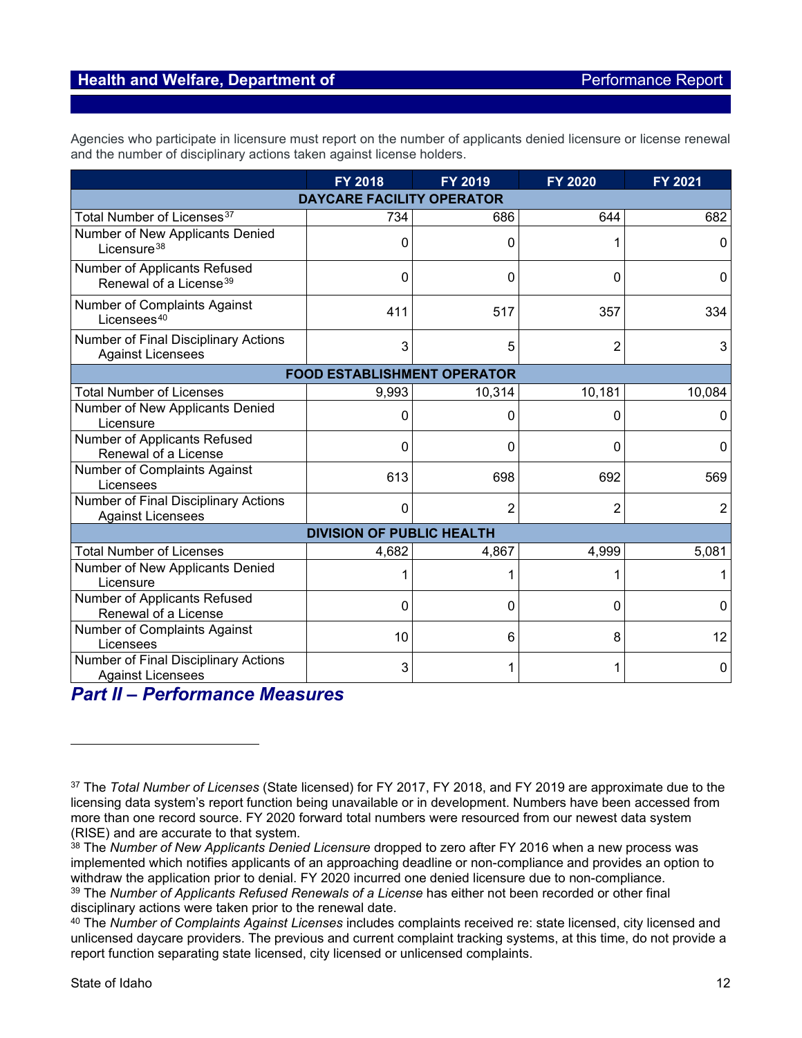Agencies who participate in licensure must report on the number of applicants denied licensure or license renewal and the number of disciplinary actions taken against license holders.

| | FY 2018 | FY 2019 | FY 2020 | FY 2021 |
|---|---|---|---|---|
| **DAYCARE FACILITY OPERATOR** | | | | |
| Total Number of Licenses[37] | 734 | 686 | 644 | 682 |
| Number of New Applicants Denied Licensure[38] | 0 | 0 | 1 | 0 |
| Number of Applicants Refused Renewal of a License[39] | 0 | 0 | 0 | 0 |
| Number of Complaints Against Licensees[40] | 411 | 517 | 357 | 334 |
| Number of Final Disciplinary Actions Against Licensees | 3 | 5 | 2 | 3 |
| **FOOD ESTABLISHMENT OPERATOR** | | | | |
| Total Number of Licenses | 9,993 | 10,314 | 10,181 | 10,084 |
| Number of New Applicants Denied Licensure | 0 | 0 | 0 | 0 |
| Number of Applicants Refused Renewal of a License | 0 | 0 | 0 | 0 |
| Number of Complaints Against Licensees | 613 | 698 | 692 | 569 |
| Number of Final Disciplinary Actions Against Licensees | 0 | 2 | 2 | 2 |
| **DIVISION OF PUBLIC HEALTH** | | | | |
| Total Number of Licenses | 4,682 | 4,867 | 4,999 | 5,081 |
| Number of New Applicants Denied Licensure | 1 | 1 | 1 | 1 |
| Number of Applicants Refused Renewal of a License | 0 | 0 | 0 | 0 |
| Number of Complaints Against Licensees | 10 | 6 | 8 | 12 |
| Number of Final Disciplinary Actions Against Licensees | 3 | 1 | 1 | 0 |

## *Part II – Performance Measures*

---

[37] The *Total Number of Licenses* (State licensed) for FY 2017, FY 2018, and FY 2019 are approximate due to the licensing data system's report function being unavailable or in development. Numbers have been accessed from more than one record source. FY 2020 forward total numbers were resourced from our newest data system (RISE) and are accurate to that system.

[38] The *Number of New Applicants Denied Licensure* dropped to zero after FY 2016 when a new process was implemented which notifies applicants of an approaching deadline or non-compliance and provides an option to withdraw the application prior to denial. FY 2020 incurred one denied licensure due to non-compliance.

[39] The *Number of Applicants Refused Renewals of a License* has either not been recorded or other final disciplinary actions were taken prior to the renewal date.

[40] The *Number of Complaints Against Licenses* includes complaints received re: state licensed, city licensed and unlicensed daycare providers. The previous and current complaint tracking systems, at this time, do not provide a report function separating state licensed, city licensed or unlicensed complaints.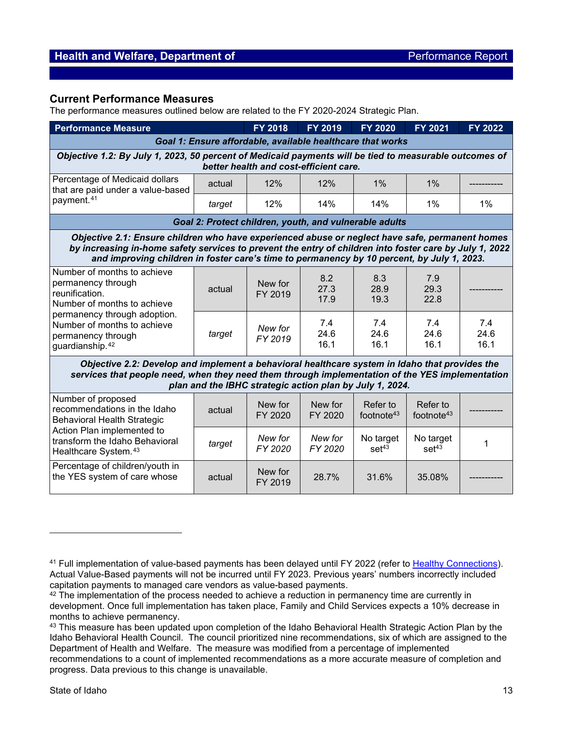## Current Performance Measures

The performance measures outlined below are related to the FY 2020-2024 Strategic Plan.

| Performance Measure | | FY 2018 | FY 2019 | FY 2020 | FY 2021 | FY 2022 |
|---|---|---|---|---|---|---|
| ***Goal 1: Ensure affordable, available healthcare that works*** | | | | | | |
| ***Objective 1.2: By July 1, 2023, 50 percent of Medicaid payments will be tied to measurable outcomes of better health and cost-efficient care.*** | | | | | | |
| Percentage of Medicaid dollars that are paid under a value-based payment.[41] | actual | 12% | 12% | 1% | 1% | ----------- |
| | *target* | 12% | 14% | 14% | 1% | 1% |
| ***Goal 2: Protect children, youth, and vulnerable adults*** | | | | | | |
| ***Objective 2.1: Ensure children who have experienced abuse or neglect have safe, permanent homes by increasing in-home safety services to prevent the entry of children into foster care by July 1, 2022 and improving children in foster care's time to permanency by 10 percent, by July 1, 2023.*** | | | | | | |
| Number of months to achieve permanency through reunification. Number of months to achieve permanency through adoption. Number of months to achieve permanency through guardianship.[42] | actual | New for FY 2019 | 8.2 27.3 17.9 | 8.3 28.9 19.3 | 7.9 29.3 22.8 | ----------- |
| | *target* | *New for FY 2019* | 7.4 24.6 16.1 | 7.4 24.6 16.1 | 7.4 24.6 16.1 | 7.4 24.6 16.1 |
| ***Objective 2.2: Develop and implement a behavioral healthcare system in Idaho that provides the services that people need, when they need them through implementation of the YES implementation plan and the IBHC strategic action plan by July 1, 2024.*** | | | | | | |
| Number of proposed recommendations in the Idaho Behavioral Health Strategic Action Plan implemented to transform the Idaho Behavioral Healthcare System.[43] | actual | New for FY 2020 | New for FY 2020 | Refer to footnote[43] | Refer to footnote[43] | ----------- |
| | *target* | *New for FY 2020* | *New for FY 2020* | No target set[43] | No target set[43] | 1 |
| Percentage of children/youth in the YES system of care whose | actual | New for FY 2019 | 28.7% | 31.6% | 35.08% | ----------- |

---

[41] Full implementation of value-based payments has been delayed until FY 2022 (refer to Healthy Connections). Actual Value-Based payments will not be incurred until FY 2023. Previous years' numbers incorrectly included capitation payments to managed care vendors as value-based payments.

[42] The implementation of the process needed to achieve a reduction in permanency time are currently in development. Once full implementation has taken place, Family and Child Services expects a 10% decrease in months to achieve permanency.

[43] This measure has been updated upon completion of the Idaho Behavioral Health Strategic Action Plan by the Idaho Behavioral Health Council. The council prioritized nine recommendations, six of which are assigned to the Department of Health and Welfare. The measure was modified from a percentage of implemented recommendations to a count of implemented recommendations as a more accurate measure of completion and progress. Data previous to this change is unavailable.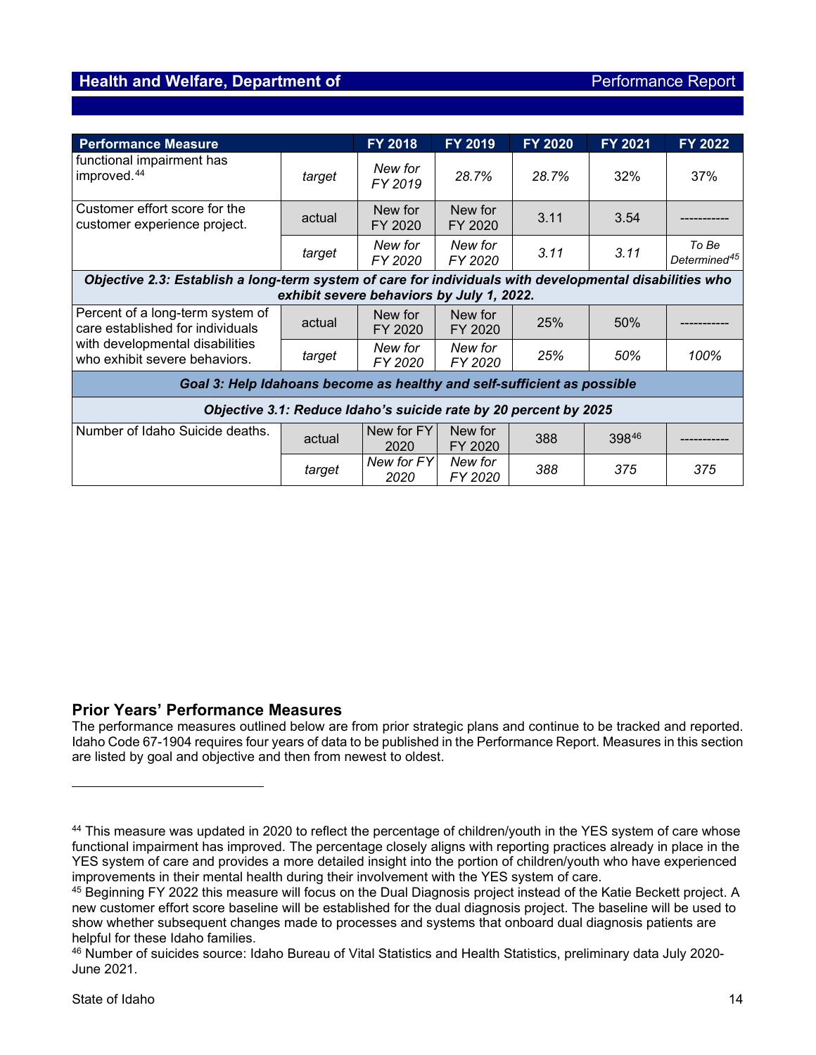| Performance Measure | | FY 2018 | FY 2019 | FY 2020 | FY 2021 | FY 2022 |
|---|---|---|---|---|---|---|
| functional impairment has improved.[44] | *target* | *New for FY 2019* | *28.7%* | *28.7%* | 32% | 37% |
| Customer effort score for the customer experience project. | actual | New for FY 2020 | New for FY 2020 | 3.11 | 3.54 | ----------- |
| | *target* | *New for FY 2020* | *New for FY 2020* | *3.11* | *3.11* | *To Be Determined*[45] |
| ***Objective 2.3: Establish a long-term system of care for individuals with developmental disabilities who exhibit severe behaviors by July 1, 2022.*** | | | | | | |
| Percent of a long-term system of care established for individuals with developmental disabilities who exhibit severe behaviors. | actual | New for FY 2020 | New for FY 2020 | 25% | 50% | ----------- |
| | *target* | *New for FY 2020* | *New for FY 2020* | *25%* | *50%* | *100%* |
| ***Goal 3: Help Idahoans become as healthy and self-sufficient as possible*** | | | | | | |
| ***Objective 3.1: Reduce Idaho's suicide rate by 20 percent by 2025*** | | | | | | |
| Number of Idaho Suicide deaths. | actual | New for FY 2020 | New for FY 2020 | 388 | 398[46] | ----------- |
| | *target* | *New for FY 2020* | *New for FY 2020* | *388* | *375* | *375* |

## Prior Years' Performance Measures

The performance measures outlined below are from prior strategic plans and continue to be tracked and reported. Idaho Code 67-1904 requires four years of data to be published in the Performance Report. Measures in this section are listed by goal and objective and then from newest to oldest.

---

[44] This measure was updated in 2020 to reflect the percentage of children/youth in the YES system of care whose functional impairment has improved. The percentage closely aligns with reporting practices already in place in the YES system of care and provides a more detailed insight into the portion of children/youth who have experienced improvements in their mental health during their involvement with the YES system of care.

[45] Beginning FY 2022 this measure will focus on the Dual Diagnosis project instead of the Katie Beckett project. A new customer effort score baseline will be established for the dual diagnosis project. The baseline will be used to show whether subsequent changes made to processes and systems that onboard dual diagnosis patients are helpful for these Idaho families.

[46] Number of suicides source: Idaho Bureau of Vital Statistics and Health Statistics, preliminary data July 2020-June 2021.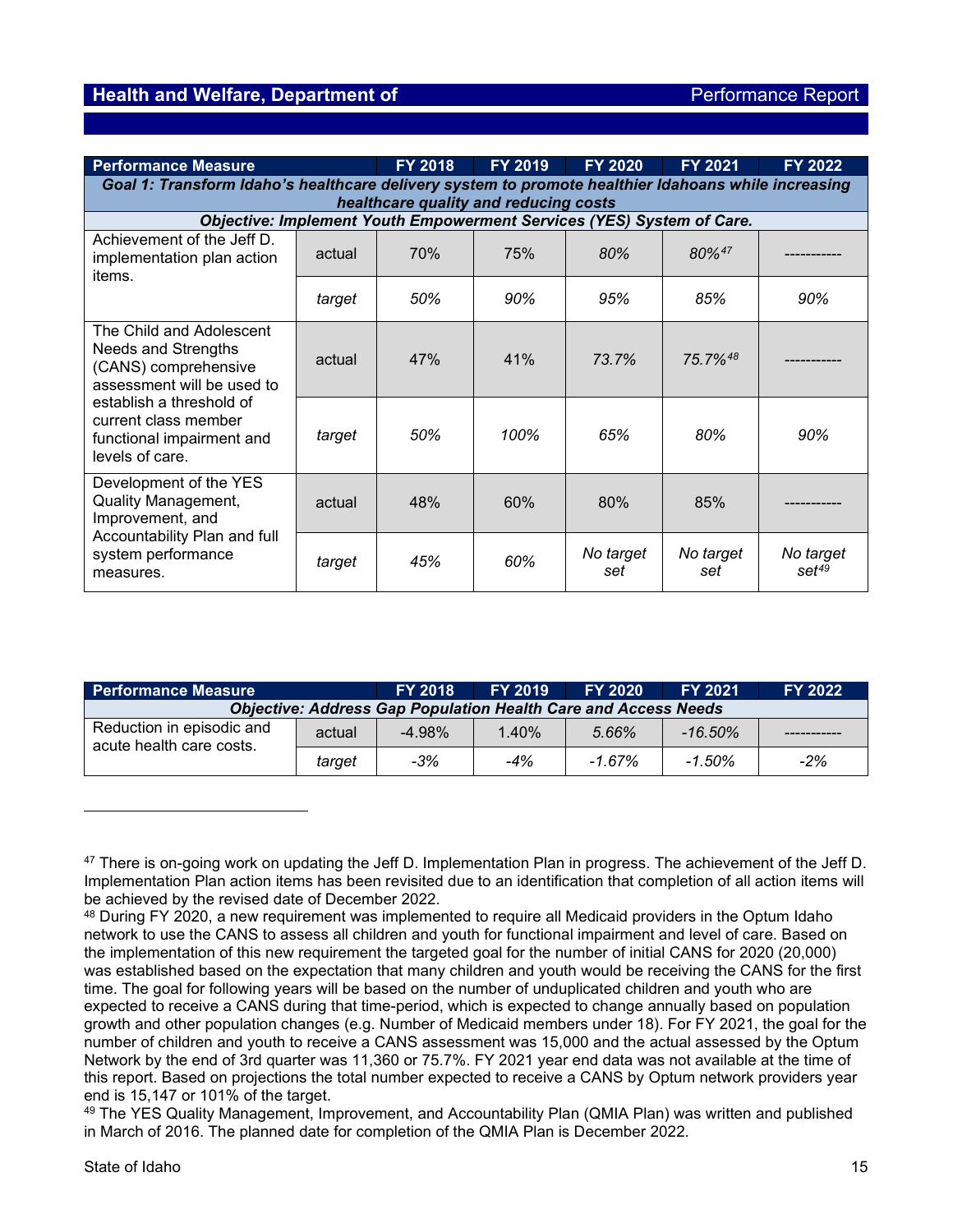| Performance Measure | | FY 2018 | FY 2019 | FY 2020 | FY 2021 | FY 2022 |
|---|---|---|---|---|---|---|
| ***Goal 1: Transform Idaho's healthcare delivery system to promote healthier Idahoans while increasing healthcare quality and reducing costs*** | | | | | | |
| ***Objective: Implement Youth Empowerment Services (YES) System of Care.*** | | | | | | |
| Achievement of the Jeff D. implementation plan action items. | actual | 70% | 75% | *80%* | *80%*[47] | ----------- |
| | *target* | *50%* | *90%* | *95%* | *85%* | *90%* |
| The Child and Adolescent Needs and Strengths (CANS) comprehensive assessment will be used to establish a threshold of current class member functional impairment and levels of care. | actual | 47% | 41% | *73.7%* | *75.7%*[48] | ----------- |
| | *target* | *50%* | *100%* | *65%* | *80%* | *90%* |
| Development of the YES Quality Management, Improvement, and Accountability Plan and full system performance measures. | actual | 48% | 60% | 80% | 85% | ----------- |
| | *target* | *45%* | *60%* | *No target set* | *No target set* | *No target set*[49] |

| Performance Measure | | FY 2018 | FY 2019 | FY 2020 | FY 2021 | FY 2022 |
|---|---|---|---|---|---|---|
| ***Objective: Address Gap Population Health Care and Access Needs*** | | | | | | |
| Reduction in episodic and acute health care costs. | actual | -4.98% | 1.40% | *5.66%* | *-16.50%* | ----------- |
| | *target* | *-3%* | *-4%* | *-1.67%* | *-1.50%* | *-2%* |

---

[47] There is on-going work on updating the Jeff D. Implementation Plan in progress. The achievement of the Jeff D. Implementation Plan action items has been revisited due to an identification that completion of all action items will be achieved by the revised date of December 2022.

[48] During FY 2020, a new requirement was implemented to require all Medicaid providers in the Optum Idaho network to use the CANS to assess all children and youth for functional impairment and level of care. Based on the implementation of this new requirement the targeted goal for the number of initial CANS for 2020 (20,000) was established based on the expectation that many children and youth would be receiving the CANS for the first time. The goal for following years will be based on the number of unduplicated children and youth who are expected to receive a CANS during that time-period, which is expected to change annually based on population growth and other population changes (e.g. Number of Medicaid members under 18). For FY 2021, the goal for the number of children and youth to receive a CANS assessment was 15,000 and the actual assessed by the Optum Network by the end of 3rd quarter was 11,360 or 75.7%. FY 2021 year end data was not available at the time of this report. Based on projections the total number expected to receive a CANS by Optum network providers year end is 15,147 or 101% of the target.

[49] The YES Quality Management, Improvement, and Accountability Plan (QMIA Plan) was written and published in March of 2016. The planned date for completion of the QMIA Plan is December 2022.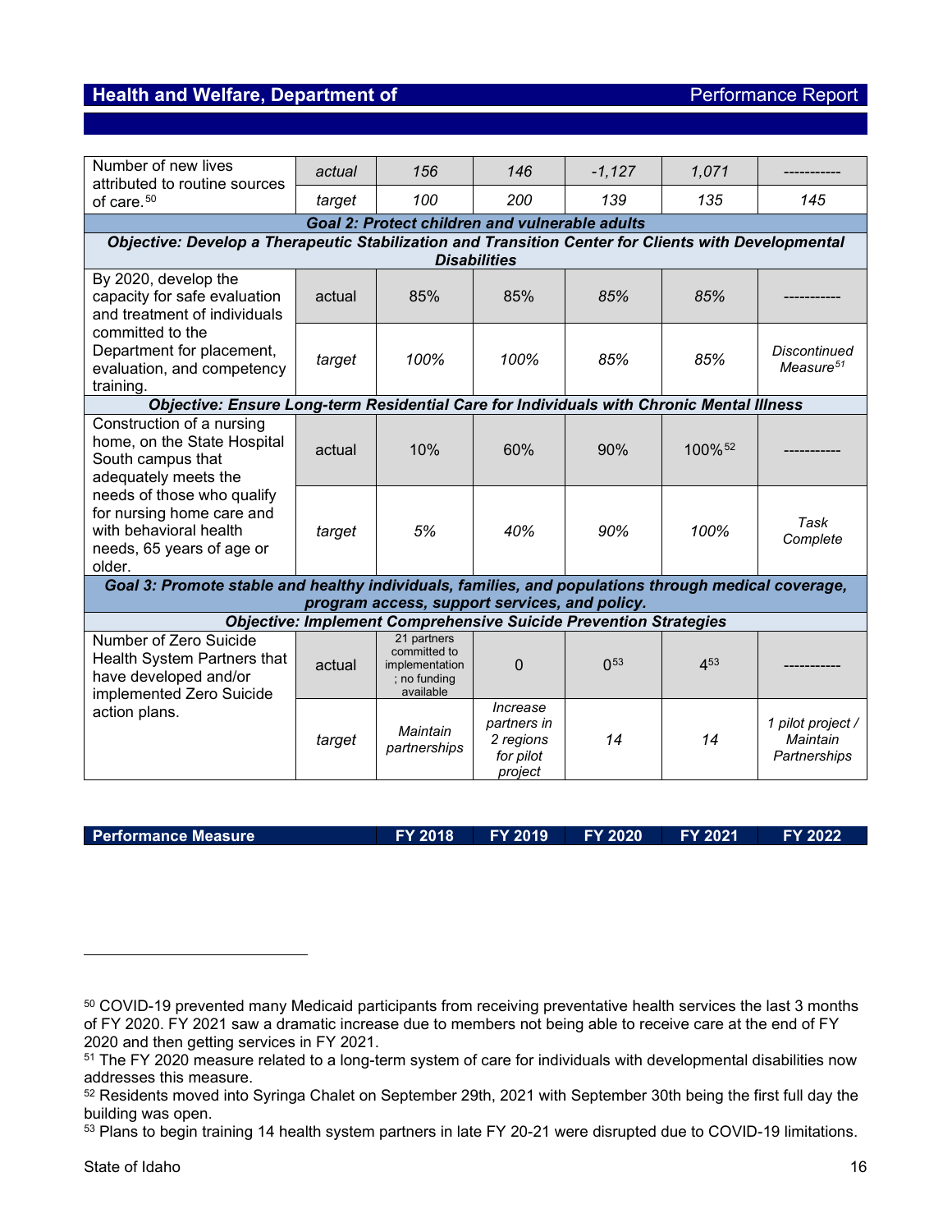| Performance Measure | | FY 2018 | FY 2019 | FY 2020 | FY 2021 | FY 2022 |
|---|---|---|---|---|---|---|
| Number of new lives attributed to routine sources of care.[50] | actual | 156 | 146 | -1,127 | 1,071 | ----------- |
| | target | 100 | 200 | 139 | 135 | 145 |
| **Goal 2: Protect children and vulnerable adults** | | | | | | |
| **Objective: Develop a Therapeutic Stabilization and Transition Center for Clients with Developmental Disabilities** | | | | | | |
| By 2020, develop the capacity for safe evaluation and treatment of individuals committed to the Department for placement, evaluation, and competency training. | actual | 85% | 85% | 85% | 85% | ----------- |
| | target | 100% | 100% | 85% | 85% | Discontinued Measure[51] |
| **Objective: Ensure Long-term Residential Care for Individuals with Chronic Mental Illness** | | | | | | |
| Construction of a nursing home, on the State Hospital South campus that adequately meets the needs of those who qualify for nursing home care and with behavioral health needs, 65 years of age or older. | actual | 10% | 60% | 90% | 100%[52] | ----------- |
| | target | 5% | 40% | 90% | 100% | Task Complete |
| **Goal 3: Promote stable and healthy individuals, families, and populations through medical coverage, program access, support services, and policy.** | | | | | | |
| **Objective: Implement Comprehensive Suicide Prevention Strategies** | | | | | | |
| Number of Zero Suicide Health System Partners that have developed and/or implemented Zero Suicide action plans. | actual | 21 partners committed to implementation; no funding available | 0 | 0[53] | 4[53] | ----------- |
| | target | Maintain partnerships | Increase partners in 2 regions for pilot project | 14 | 14 | 1 pilot project / Maintain Partnerships |

---

[50] COVID-19 prevented many Medicaid participants from receiving preventative health services the last 3 months of FY 2020. FY 2021 saw a dramatic increase due to members not being able to receive care at the end of FY 2020 and then getting services in FY 2021.

[51] The FY 2020 measure related to a long-term system of care for individuals with developmental disabilities now addresses this measure.

[52] Residents moved into Syringa Chalet on September 29th, 2021 with September 30th being the first full day the building was open.

[53] Plans to begin training 14 health system partners in late FY 20-21 were disrupted due to COVID-19 limitations.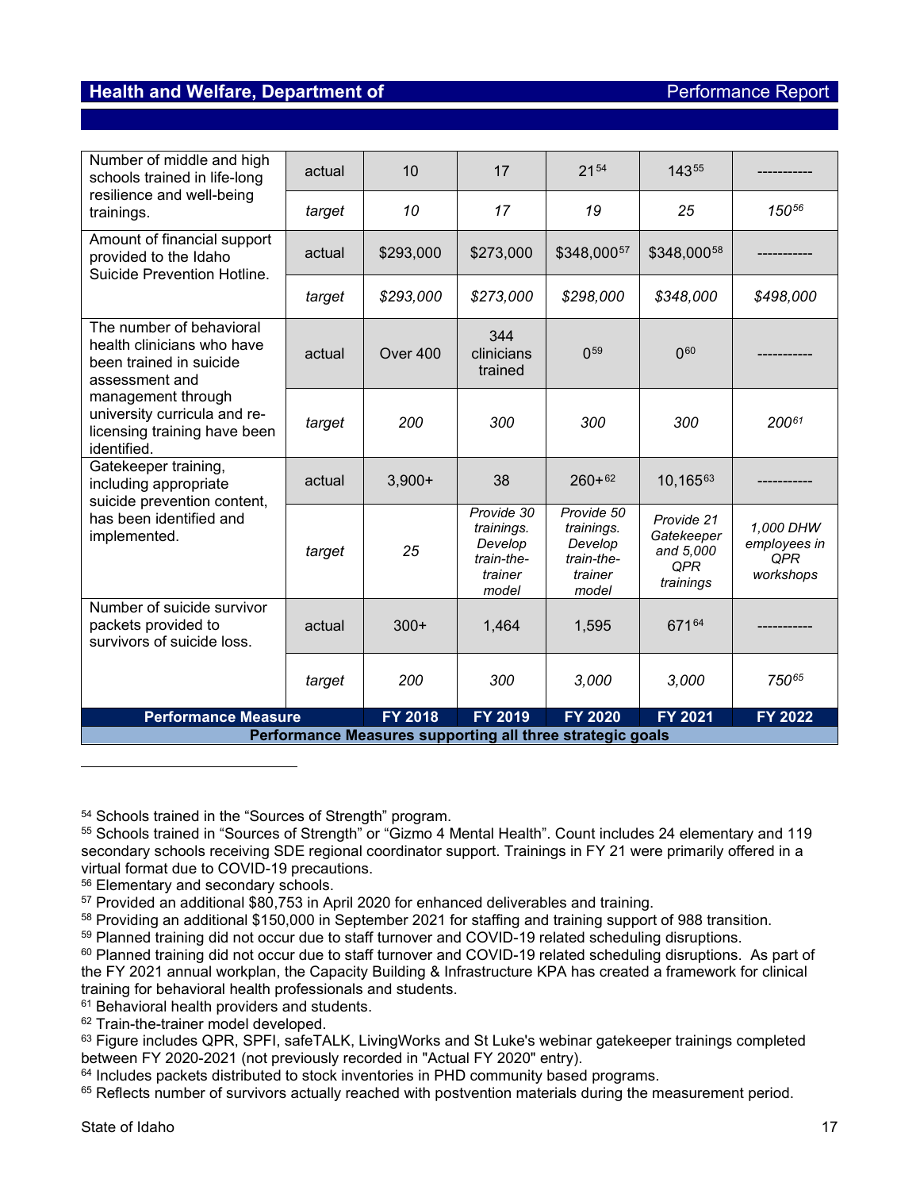| Performance Measure | | FY 2018 | FY 2019 | FY 2020 | FY 2021 | FY 2022 |
|---|---|---|---|---|---|---|
| Number of middle and high schools trained in life-long resilience and well-being trainings. | actual | 10 | 17 | 21[54] | 143[55] | ----------- |
| | *target* | *10* | *17* | *19* | *25* | *150[56]* |
| Amount of financial support provided to the Idaho Suicide Prevention Hotline. | actual | $293,000 | $273,000 | $348,000[57] | $348,000[58] | ----------- |
| | *target* | *$293,000* | *$273,000* | *$298,000* | *$348,000* | *$498,000* |
| The number of behavioral health clinicians who have been trained in suicide assessment and management through university curricula and re-licensing training have been identified. | actual | Over 400 | 344 clinicians trained | 0[59] | 0[60] | ----------- |
| | *target* | *200* | *300* | *300* | *300* | *200[61]* |
| Gatekeeper training, including appropriate suicide prevention content, has been identified and implemented. | actual | 3,900+ | 38 | 260+[62] | 10,165[63] | ----------- |
| | *target* | *25* | *Provide 30 trainings. Develop train-the-trainer model* | *Provide 50 trainings. Develop train-the-trainer model* | *Provide 21 Gatekeeper and 5,000 QPR trainings* | *1,000 DHW employees in QPR workshops* |
| Number of suicide survivor packets provided to survivors of suicide loss. | actual | 300+ | 1,464 | 1,595 | 671[64] | ----------- |
| | *target* | *200* | *300* | *3,000* | *3,000* | *750[65]* |

**Performance Measures supporting all three strategic goals**

---

[54] Schools trained in the "Sources of Strength" program.
[55] Schools trained in "Sources of Strength" or "Gizmo 4 Mental Health". Count includes 24 elementary and 119 secondary schools receiving SDE regional coordinator support. Trainings in FY 21 were primarily offered in a virtual format due to COVID-19 precautions.
[56] Elementary and secondary schools.
[57] Provided an additional $80,753 in April 2020 for enhanced deliverables and training.
[58] Providing an additional $150,000 in September 2021 for staffing and training support of 988 transition.
[59] Planned training did not occur due to staff turnover and COVID-19 related scheduling disruptions.
[60] Planned training did not occur due to staff turnover and COVID-19 related scheduling disruptions. As part of the FY 2021 annual workplan, the Capacity Building & Infrastructure KPA has created a framework for clinical training for behavioral health professionals and students.
[61] Behavioral health providers and students.
[62] Train-the-trainer model developed.
[63] Figure includes QPR, SPFI, safeTALK, LivingWorks and St Luke's webinar gatekeeper trainings completed between FY 2020-2021 (not previously recorded in "Actual FY 2020" entry).
[64] Includes packets distributed to stock inventories in PHD community based programs.
[65] Reflects number of survivors actually reached with postvention materials during the measurement period.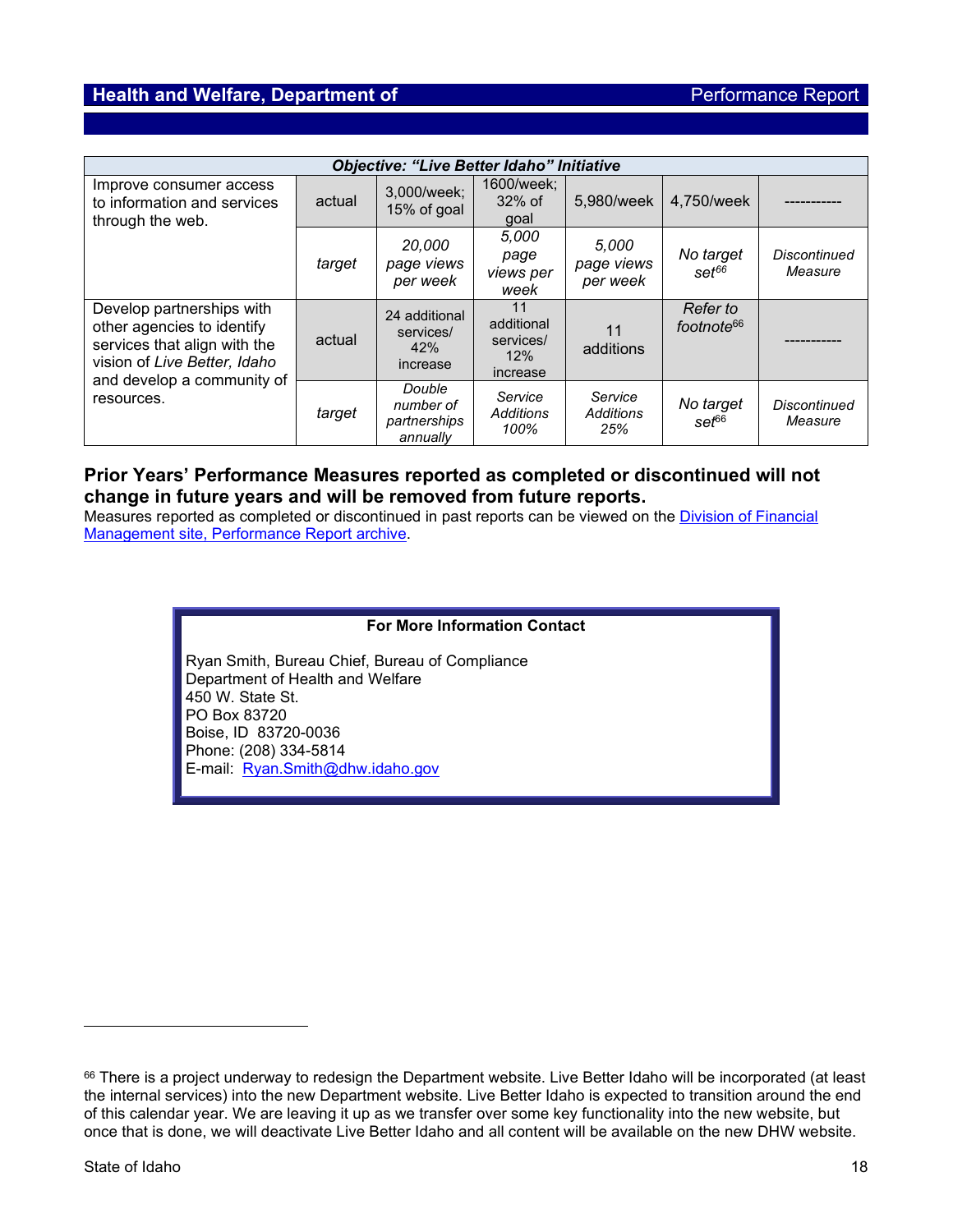| Objective: "Live Better Idaho" Initiative | | | | | | |
|---|---|---|---|---|---|---|
| Improve consumer access to information and services through the web. | actual | 3,000/week; 15% of goal | 1600/week; 32% of goal | 5,980/week | 4,750/week | ----------- |
| | *target* | *20,000 page views per week* | *5,000 page views per week* | *5,000 page views per week* | *No target set*[66] | *Discontinued Measure* |
| Develop partnerships with other agencies to identify services that align with the vision of *Live Better, Idaho* and develop a community of resources. | actual | 24 additional services/ 42% increase | 11 additional services/ 12% increase | 11 additions | *Refer to footnote*[66] | ----------- |
| | *target* | *Double number of partnerships annually* | *Service Additions 100%* | *Service Additions 25%* | *No target set*[66] | *Discontinued Measure* |

**Prior Years' Performance Measures reported as completed or discontinued will not change in future years and will be removed from future reports.**

Measures reported as completed or discontinued in past reports can be viewed on the Division of Financial Management site, Performance Report archive.

**For More Information Contact**

Ryan Smith, Bureau Chief, Bureau of Compliance
Department of Health and Welfare
450 W. State St.
PO Box 83720
Boise, ID 83720-0036
Phone: (208) 334-5814
E-mail: Ryan.Smith@dhw.idaho.gov

[66] There is a project underway to redesign the Department website. Live Better Idaho will be incorporated (at least the internal services) into the new Department website. Live Better Idaho is expected to transition around the end of this calendar year. We are leaving it up as we transfer over some key functionality into the new website, but once that is done, we will deactivate Live Better Idaho and all content will be available on the new DHW website.